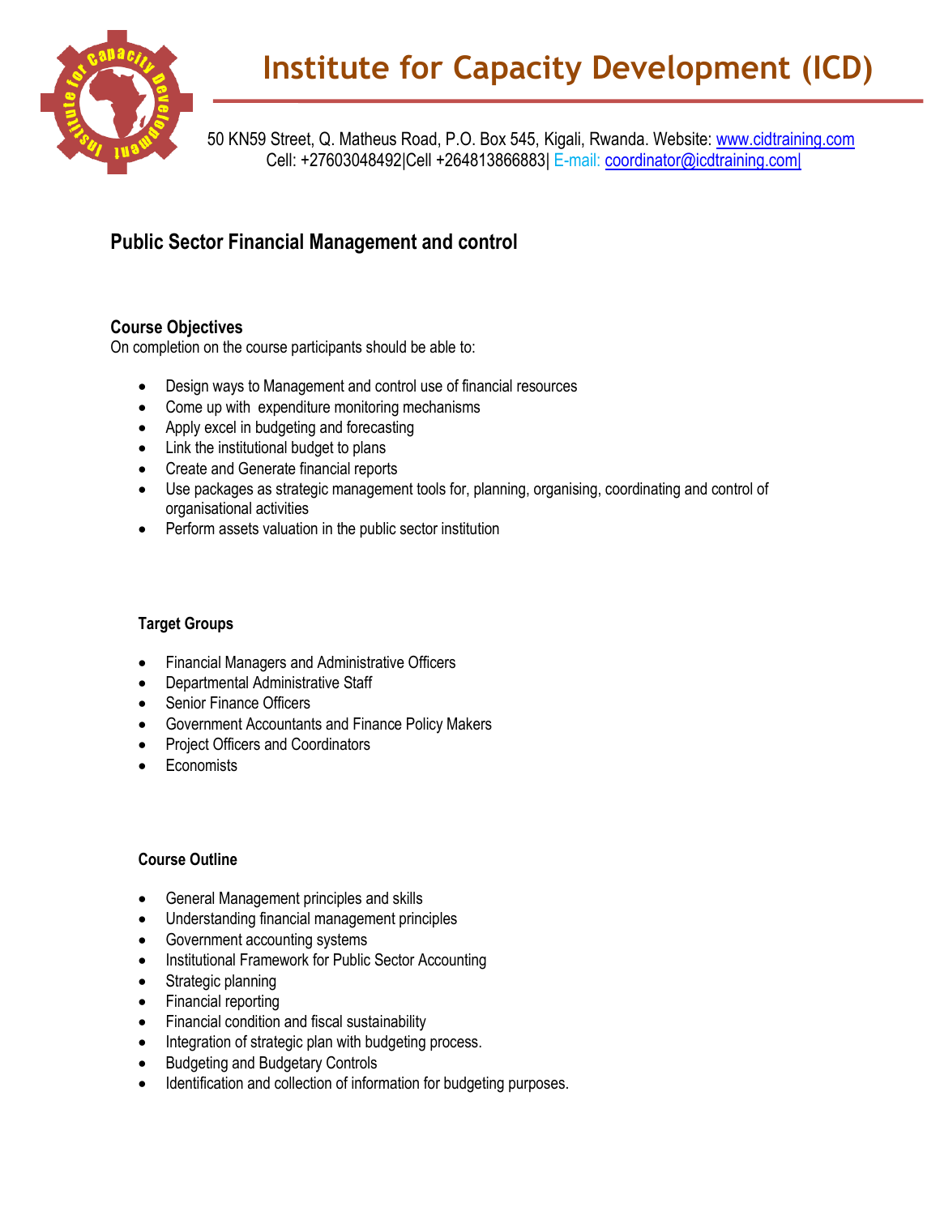# Institute for Capacity Development (ICD)

50 KN59 Street, Q. Matheus Road, P.O. Box 545, Kigali, Rwanda. Website: www.cidtraining.com
Cell: +27603048492|Cell +264813866883| E-mail: coordinator@icdtraining.com|

## Public Sector Financial Management and control

### Course Objectives

On completion on the course participants should be able to:

- Design ways to Management and control use of financial resources
- Come up with expenditure monitoring mechanisms
- Apply excel in budgeting and forecasting
- Link the institutional budget to plans
- Create and Generate financial reports
- Use packages as strategic management tools for, planning, organising, coordinating and control of organisational activities
- Perform assets valuation in the public sector institution

### Target Groups

- Financial Managers and Administrative Officers
- Departmental Administrative Staff
- Senior Finance Officers
- Government Accountants and Finance Policy Makers
- Project Officers and Coordinators
- Economists

### Course Outline

- General Management principles and skills
- Understanding financial management principles
- Government accounting systems
- Institutional Framework for Public Sector Accounting
- Strategic planning
- Financial reporting
- Financial condition and fiscal sustainability
- Integration of strategic plan with budgeting process.
- Budgeting and Budgetary Controls
- Identification and collection of information for budgeting purposes.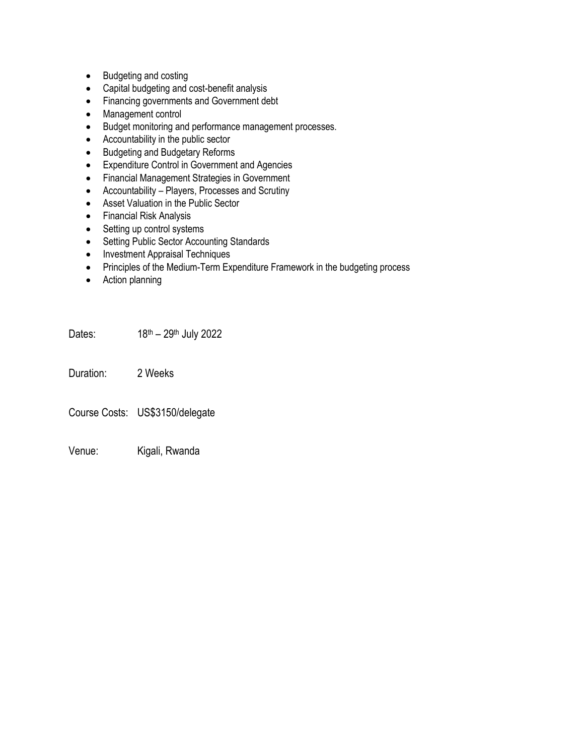- Budgeting and costing
- Capital budgeting and cost-benefit analysis
- Financing governments and Government debt
- Management control
- Budget monitoring and performance management processes.
- Accountability in the public sector
- Budgeting and Budgetary Reforms
- Expenditure Control in Government and Agencies
- Financial Management Strategies in Government
- Accountability – Players, Processes and Scrutiny
- Asset Valuation in the Public Sector
- Financial Risk Analysis
- Setting up control systems
- Setting Public Sector Accounting Standards
- Investment Appraisal Techniques
- Principles of the Medium-Term Expenditure Framework in the budgeting process
- Action planning

Dates: 18th – 29th July 2022

Duration: 2 Weeks

Course Costs: US$3150/delegate

Venue: Kigali, Rwanda